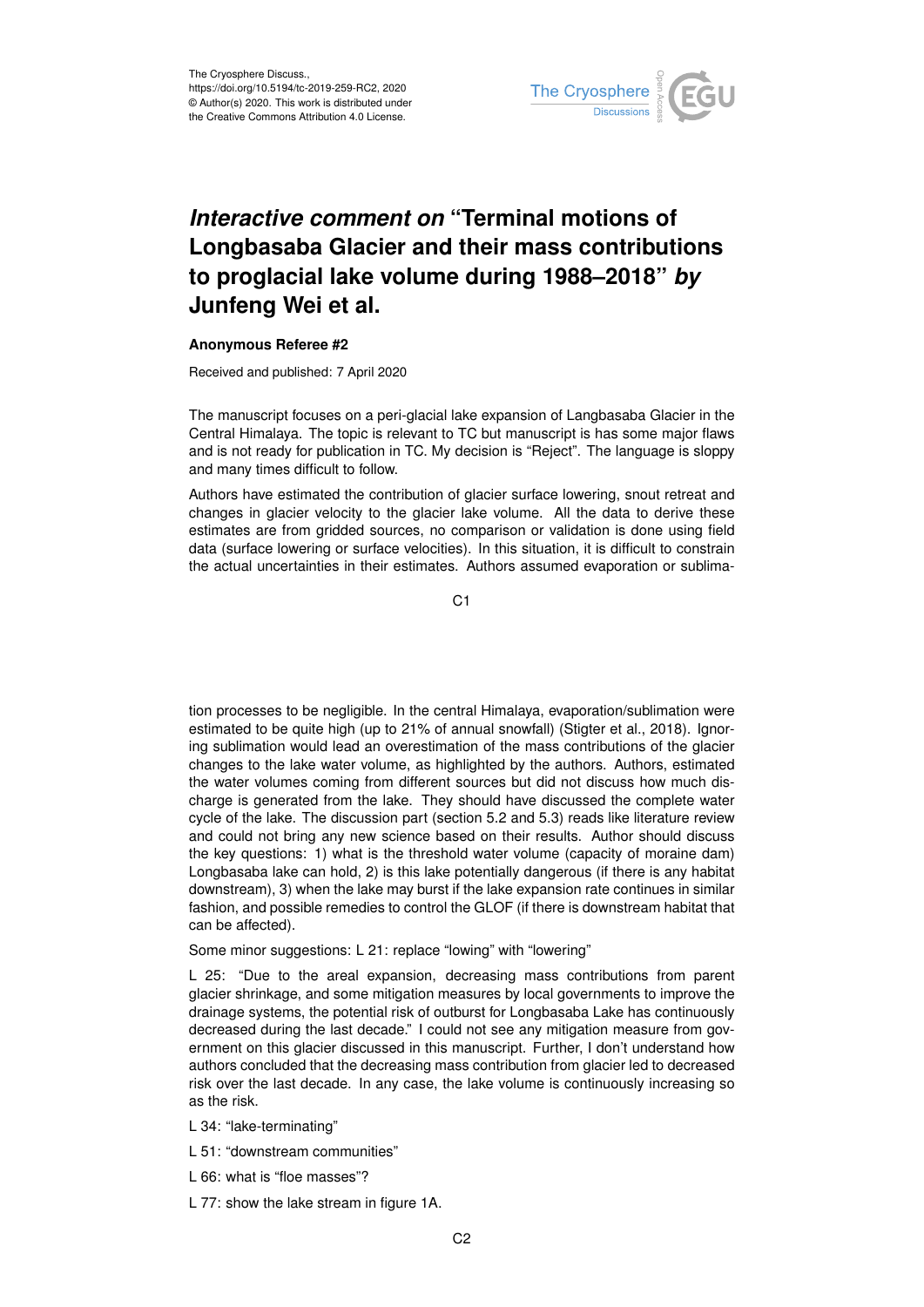The Cryosphere Discuss.,
https://doi.org/10.5194/tc-2019-259-RC2, 2020
© Author(s) 2020. This work is distributed under
the Creative Commons Attribution 4.0 License.

# *Interactive comment on* "Terminal motions of Longbasaba Glacier and their mass contributions to proglacial lake volume during 1988–2018" *by* Junfeng Wei et al.

### Anonymous Referee #2

Received and published: 7 April 2020

The manuscript focuses on a peri-glacial lake expansion of Langbasaba Glacier in the Central Himalaya. The topic is relevant to TC but manuscript is has some major flaws and is not ready for publication in TC. My decision is "Reject". The language is sloppy and many times difficult to follow.

Authors have estimated the contribution of glacier surface lowering, snout retreat and changes in glacier velocity to the glacier lake volume. All the data to derive these estimates are from gridded sources, no comparison or validation is done using field data (surface lowering or surface velocities). In this situation, it is difficult to constrain the actual uncertainties in their estimates. Authors assumed evaporation or sublimation processes to be negligible. In the central Himalaya, evaporation/sublimation were estimated to be quite high (up to 21% of annual snowfall) (Stigter et al., 2018). Ignoring sublimation would lead an overestimation of the mass contributions of the glacier changes to the lake water volume, as highlighted by the authors. Authors, estimated the water volumes coming from different sources but did not discuss how much discharge is generated from the lake. They should have discussed the complete water cycle of the lake. The discussion part (section 5.2 and 5.3) reads like literature review and could not bring any new science based on their results. Author should discuss the key questions: 1) what is the threshold water volume (capacity of moraine dam) Longbasaba lake can hold, 2) is this lake potentially dangerous (if there is any habitat downstream), 3) when the lake may burst if the lake expansion rate continues in similar fashion, and possible remedies to control the GLOF (if there is downstream habitat that can be affected).

Some minor suggestions: L 21: replace "lowing" with "lowering"

L 25: "Due to the areal expansion, decreasing mass contributions from parent glacier shrinkage, and some mitigation measures by local governments to improve the drainage systems, the potential risk of outburst for Longbasaba Lake has continuously decreased during the last decade." I could not see any mitigation measure from government on this glacier discussed in this manuscript. Further, I don't understand how authors concluded that the decreasing mass contribution from glacier led to decreased risk over the last decade. In any case, the lake volume is continuously increasing so as the risk.

L 34: "lake-terminating"

L 51: "downstream communities"

L 66: what is "floe masses"?

L 77: show the lake stream in figure 1A.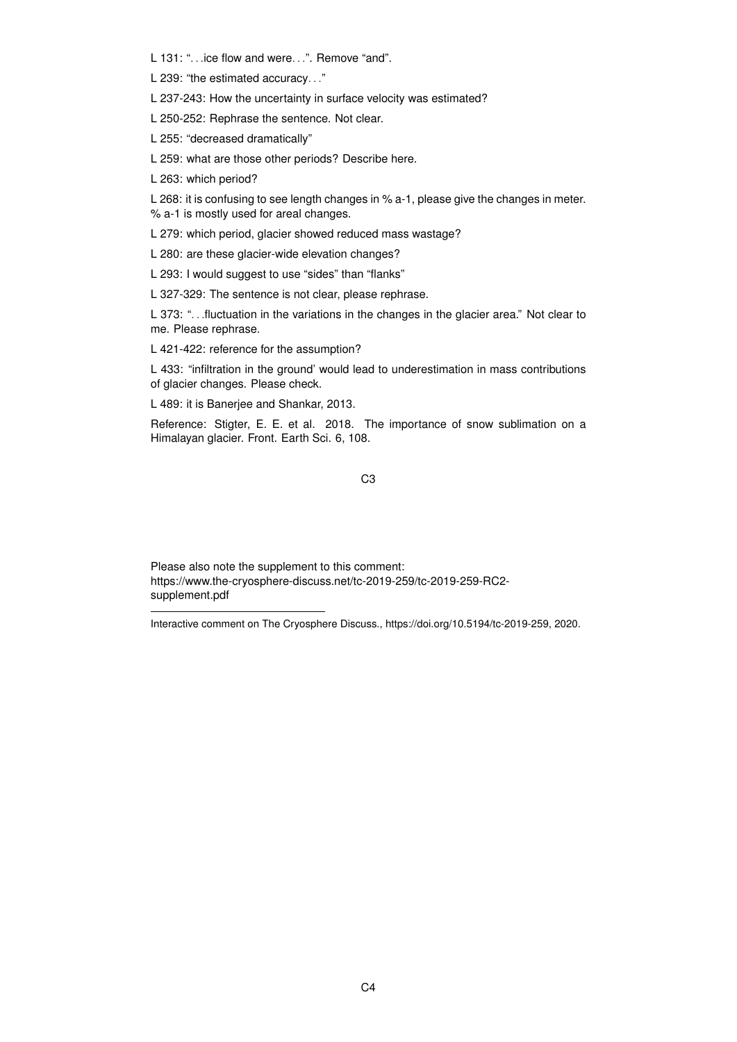L 131: "…ice flow and were…". Remove "and".

L 239: "the estimated accuracy…"

L 237-243: How the uncertainty in surface velocity was estimated?

L 250-252: Rephrase the sentence. Not clear.

L 255: "decreased dramatically"

L 259: what are those other periods? Describe here.

L 263: which period?

L 268: it is confusing to see length changes in % a-1, please give the changes in meter. % a-1 is mostly used for areal changes.

L 279: which period, glacier showed reduced mass wastage?

L 280: are these glacier-wide elevation changes?

L 293: I would suggest to use "sides" than "flanks"

L 327-329: The sentence is not clear, please rephrase.

L 373: "…fluctuation in the variations in the changes in the glacier area." Not clear to me. Please rephrase.

L 421-422: reference for the assumption?

L 433: "infiltration in the ground' would lead to underestimation in mass contributions of glacier changes. Please check.

L 489: it is Banerjee and Shankar, 2013.

Reference: Stigter, E. E. et al. 2018. The importance of snow sublimation on a Himalayan glacier. Front. Earth Sci. 6, 108.

Please also note the supplement to this comment:
https://www.the-cryosphere-discuss.net/tc-2019-259/tc-2019-259-RC2-supplement.pdf

Interactive comment on The Cryosphere Discuss., https://doi.org/10.5194/tc-2019-259, 2020.